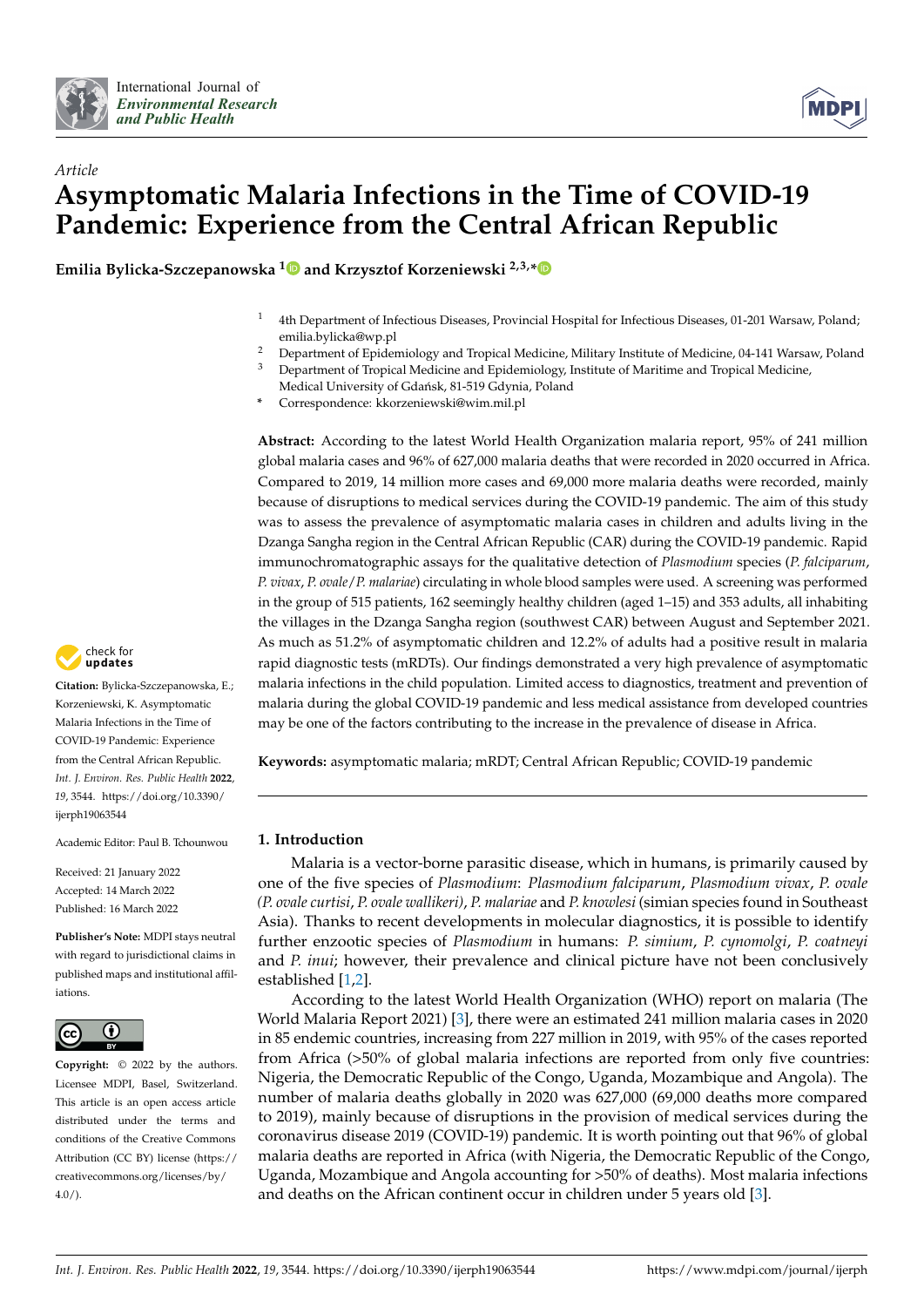Article

# Asymptomatic Malaria Infections in the Time of COVID-19 Pandemic: Experience from the Central African Republic

**Emilia Bylicka-Szczepanowska [1] and Krzysztof Korzeniewski [2,3,*]**

[1] 4th Department of Infectious Diseases, Provincial Hospital for Infectious Diseases, 01-201 Warsaw, Poland; emilia.bylicka@wp.pl
[2] Department of Epidemiology and Tropical Medicine, Military Institute of Medicine, 04-141 Warsaw, Poland
[3] Department of Tropical Medicine and Epidemiology, Institute of Maritime and Tropical Medicine, Medical University of Gdańsk, 81-519 Gdynia, Poland
\* Correspondence: kkorzeniewski@wim.mil.pl

**Abstract:** According to the latest World Health Organization malaria report, 95% of 241 million global malaria cases and 96% of 627,000 malaria deaths that were recorded in 2020 occurred in Africa. Compared to 2019, 14 million more cases and 69,000 more malaria deaths were recorded, mainly because of disruptions to medical services during the COVID-19 pandemic. The aim of this study was to assess the prevalence of asymptomatic malaria cases in children and adults living in the Dzanga Sangha region in the Central African Republic (CAR) during the COVID-19 pandemic. Rapid immunochromatographic assays for the qualitative detection of *Plasmodium* species (*P. falciparum*, *P. vivax*, *P. ovale*/*P. malariae*) circulating in whole blood samples were used. A screening was performed in the group of 515 patients, 162 seemingly healthy children (aged 1–15) and 353 adults, all inhabiting the villages in the Dzanga Sangha region (southwest CAR) between August and September 2021. As much as 51.2% of asymptomatic children and 12.2% of adults had a positive result in malaria rapid diagnostic tests (mRDTs). Our findings demonstrated a very high prevalence of asymptomatic malaria infections in the child population. Limited access to diagnostics, treatment and prevention of malaria during the global COVID-19 pandemic and less medical assistance from developed countries may be one of the factors contributing to the increase in the prevalence of disease in Africa.

**Keywords:** asymptomatic malaria; mRDT; Central African Republic; COVID-19 pandemic

**Citation:** Bylicka-Szczepanowska, E.; Korzeniewski, K. Asymptomatic Malaria Infections in the Time of COVID-19 Pandemic: Experience from the Central African Republic. *Int. J. Environ. Res. Public Health* **2022**, *19*, 3544. https://doi.org/10.3390/ijerph19063544

Academic Editor: Paul B. Tchounwou

Received: 21 January 2022
Accepted: 14 March 2022
Published: 16 March 2022

**Publisher's Note:** MDPI stays neutral with regard to jurisdictional claims in published maps and institutional affiliations.

**Copyright:** © 2022 by the authors. Licensee MDPI, Basel, Switzerland. This article is an open access article distributed under the terms and conditions of the Creative Commons Attribution (CC BY) license (https://creativecommons.org/licenses/by/4.0/).

## 1. Introduction

Malaria is a vector-borne parasitic disease, which in humans, is primarily caused by one of the five species of *Plasmodium*: *Plasmodium falciparum*, *Plasmodium vivax*, *P. ovale (P. ovale curtisi*, *P. ovale wallikeri)*, *P. malariae* and *P. knowlesi* (simian species found in Southeast Asia). Thanks to recent developments in molecular diagnostics, it is possible to identify further enzootic species of *Plasmodium* in humans: *P. simium*, *P. cynomolgi*, *P. coatneyi* and *P. inui*; however, their prevalence and clinical picture have not been conclusively established [1,2].

According to the latest World Health Organization (WHO) report on malaria (The World Malaria Report 2021) [3], there were an estimated 241 million malaria cases in 2020 in 85 endemic countries, increasing from 227 million in 2019, with 95% of the cases reported from Africa (>50% of global malaria infections are reported from only five countries: Nigeria, the Democratic Republic of the Congo, Uganda, Mozambique and Angola). The number of malaria deaths globally in 2020 was 627,000 (69,000 deaths more compared to 2019), mainly because of disruptions in the provision of medical services during the coronavirus disease 2019 (COVID-19) pandemic. It is worth pointing out that 96% of global malaria deaths are reported in Africa (with Nigeria, the Democratic Republic of the Congo, Uganda, Mozambique and Angola accounting for >50% of deaths). Most malaria infections and deaths on the African continent occur in children under 5 years old [3].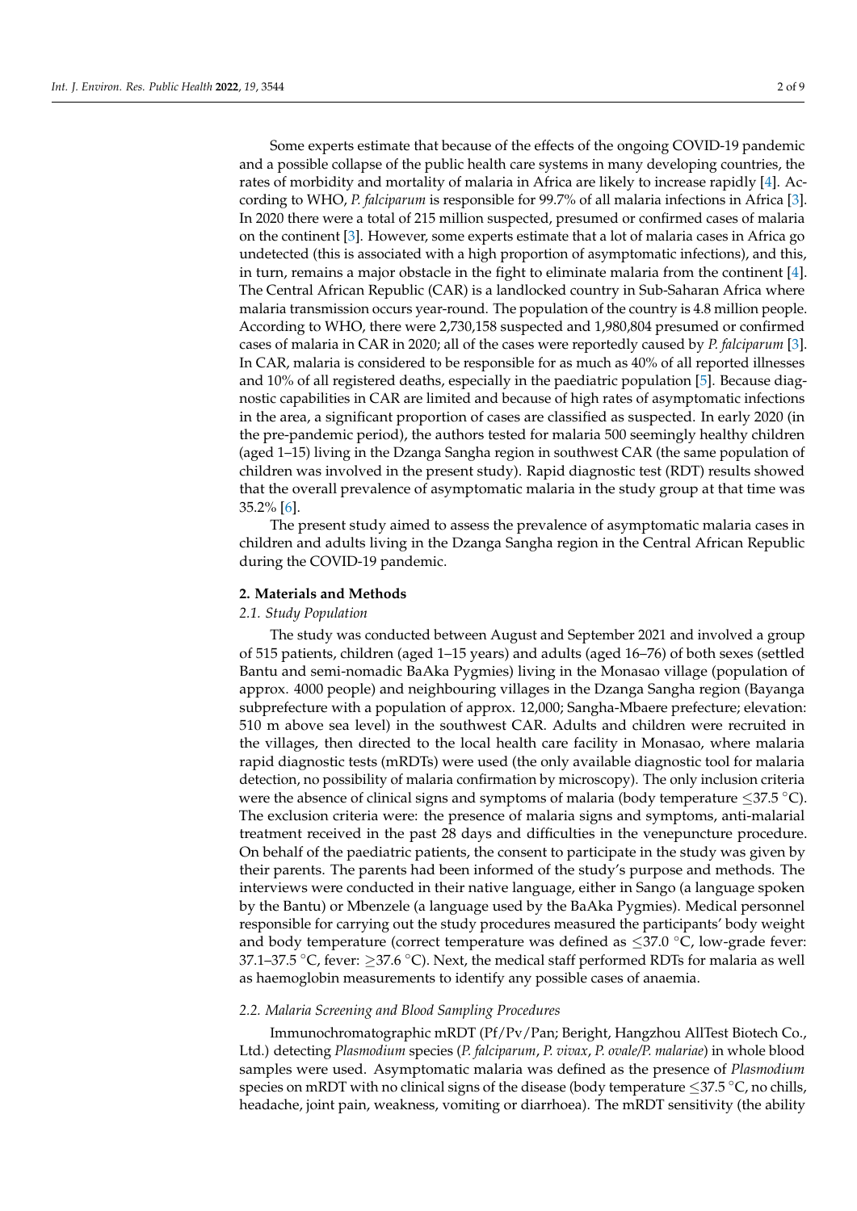Some experts estimate that because of the effects of the ongoing COVID-19 pandemic and a possible collapse of the public health care systems in many developing countries, the rates of morbidity and mortality of malaria in Africa are likely to increase rapidly [4]. According to WHO, *P. falciparum* is responsible for 99.7% of all malaria infections in Africa [3]. In 2020 there were a total of 215 million suspected, presumed or confirmed cases of malaria on the continent [3]. However, some experts estimate that a lot of malaria cases in Africa go undetected (this is associated with a high proportion of asymptomatic infections), and this, in turn, remains a major obstacle in the fight to eliminate malaria from the continent [4]. The Central African Republic (CAR) is a landlocked country in Sub-Saharan Africa where malaria transmission occurs year-round. The population of the country is 4.8 million people. According to WHO, there were 2,730,158 suspected and 1,980,804 presumed or confirmed cases of malaria in CAR in 2020; all of the cases were reportedly caused by *P. falciparum* [3]. In CAR, malaria is considered to be responsible for as much as 40% of all reported illnesses and 10% of all registered deaths, especially in the paediatric population [5]. Because diagnostic capabilities in CAR are limited and because of high rates of asymptomatic infections in the area, a significant proportion of cases are classified as suspected. In early 2020 (in the pre-pandemic period), the authors tested for malaria 500 seemingly healthy children (aged 1–15) living in the Dzanga Sangha region in southwest CAR (the same population of children was involved in the present study). Rapid diagnostic test (RDT) results showed that the overall prevalence of asymptomatic malaria in the study group at that time was 35.2% [6].

The present study aimed to assess the prevalence of asymptomatic malaria cases in children and adults living in the Dzanga Sangha region in the Central African Republic during the COVID-19 pandemic.

## 2. Materials and Methods

### 2.1. Study Population

The study was conducted between August and September 2021 and involved a group of 515 patients, children (aged 1–15 years) and adults (aged 16–76) of both sexes (settled Bantu and semi-nomadic BaAka Pygmies) living in the Monasao village (population of approx. 4000 people) and neighbouring villages in the Dzanga Sangha region (Bayanga subprefecture with a population of approx. 12,000; Sangha-Mbaere prefecture; elevation: 510 m above sea level) in the southwest CAR. Adults and children were recruited in the villages, then directed to the local health care facility in Monasao, where malaria rapid diagnostic tests (mRDTs) were used (the only available diagnostic tool for malaria detection, no possibility of malaria confirmation by microscopy). The only inclusion criteria were the absence of clinical signs and symptoms of malaria (body temperature ≤37.5 °C). The exclusion criteria were: the presence of malaria signs and symptoms, anti-malarial treatment received in the past 28 days and difficulties in the venepuncture procedure. On behalf of the paediatric patients, the consent to participate in the study was given by their parents. The parents had been informed of the study's purpose and methods. The interviews were conducted in their native language, either in Sango (a language spoken by the Bantu) or Mbenzele (a language used by the BaAka Pygmies). Medical personnel responsible for carrying out the study procedures measured the participants' body weight and body temperature (correct temperature was defined as ≤37.0 °C, low-grade fever: 37.1–37.5 °C, fever: ≥37.6 °C). Next, the medical staff performed RDTs for malaria as well as haemoglobin measurements to identify any possible cases of anaemia.

### 2.2. Malaria Screening and Blood Sampling Procedures

Immunochromatographic mRDT (Pf/Pv/Pan; Beright, Hangzhou AllTest Biotech Co., Ltd.) detecting *Plasmodium* species (*P. falciparum*, *P. vivax*, *P. ovale/P. malariae*) in whole blood samples were used. Asymptomatic malaria was defined as the presence of *Plasmodium* species on mRDT with no clinical signs of the disease (body temperature ≤37.5 °C, no chills, headache, joint pain, weakness, vomiting or diarrhoea). The mRDT sensitivity (the ability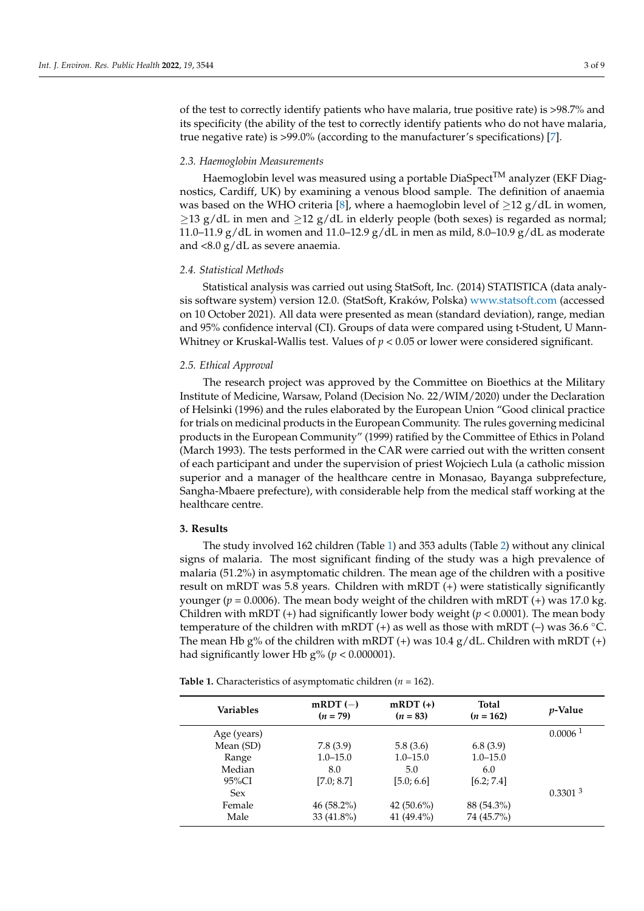of the test to correctly identify patients who have malaria, true positive rate) is >98.7% and its specificity (the ability of the test to correctly identify patients who do not have malaria, true negative rate) is >99.0% (according to the manufacturer's specifications) [7].

### 2.3. Haemoglobin Measurements

Haemoglobin level was measured using a portable DiaSpect™ analyzer (EKF Diagnostics, Cardiff, UK) by examining a venous blood sample. The definition of anaemia was based on the WHO criteria [8], where a haemoglobin level of ≥12 g/dL in women, ≥13 g/dL in men and ≥12 g/dL in elderly people (both sexes) is regarded as normal; 11.0–11.9 g/dL in women and 11.0–12.9 g/dL in men as mild, 8.0–10.9 g/dL as moderate and <8.0 g/dL as severe anaemia.

### 2.4. Statistical Methods

Statistical analysis was carried out using StatSoft, Inc. (2014) STATISTICA (data analysis software system) version 12.0. (StatSoft, Kraków, Polska) www.statsoft.com (accessed on 10 October 2021). All data were presented as mean (standard deviation), range, median and 95% confidence interval (CI). Groups of data were compared using t-Student, U Mann-Whitney or Kruskal-Wallis test. Values of $p < 0.05$ or lower were considered significant.

### 2.5. Ethical Approval

The research project was approved by the Committee on Bioethics at the Military Institute of Medicine, Warsaw, Poland (Decision No. 22/WIM/2020) under the Declaration of Helsinki (1996) and the rules elaborated by the European Union "Good clinical practice for trials on medicinal products in the European Community. The rules governing medicinal products in the European Community" (1999) ratified by the Committee of Ethics in Poland (March 1993). The tests performed in the CAR were carried out with the written consent of each participant and under the supervision of priest Wojciech Lula (a catholic mission superior and a manager of the healthcare centre in Monasao, Bayanga subprefecture, Sangha-Mbaere prefecture), with considerable help from the medical staff working at the healthcare centre.

## 3. Results

The study involved 162 children (Table 1) and 353 adults (Table 2) without any clinical signs of malaria. The most significant finding of the study was a high prevalence of malaria (51.2%) in asymptomatic children. The mean age of the children with a positive result on mRDT was 5.8 years. Children with mRDT (+) were statistically significantly younger ($p = 0.0006$). The mean body weight of the children with mRDT (+) was 17.0 kg. Children with mRDT (+) had significantly lower body weight ($p < 0.0001$). The mean body temperature of the children with mRDT (+) as well as those with mRDT (–) was 36.6 °C. The mean Hb g% of the children with mRDT (+) was 10.4 g/dL. Children with mRDT (+) had significantly lower Hb g% ($p < 0.000001$).

**Table 1.** Characteristics of asymptomatic children ($n = 162$).

| Variables | mRDT (−) ($n = 79$) | mRDT (+) ($n = 83$) | Total ($n = 162$) | $p$-Value |
|---|---|---|---|---|
| Age (years) | | | | 0.0006 [1] |
| Mean (SD) | 7.8 (3.9) | 5.8 (3.6) | 6.8 (3.9) | |
| Range | 1.0–15.0 | 1.0–15.0 | 1.0–15.0 | |
| Median | 8.0 | 5.0 | 6.0 | |
| 95%CI | [7.0; 8.7] | [5.0; 6.6] | [6.2; 7.4] | |
| Sex | | | | 0.3301 [3] |
| Female | 46 (58.2%) | 42 (50.6%) | 88 (54.3%) | |
| Male | 33 (41.8%) | 41 (49.4%) | 74 (45.7%) | |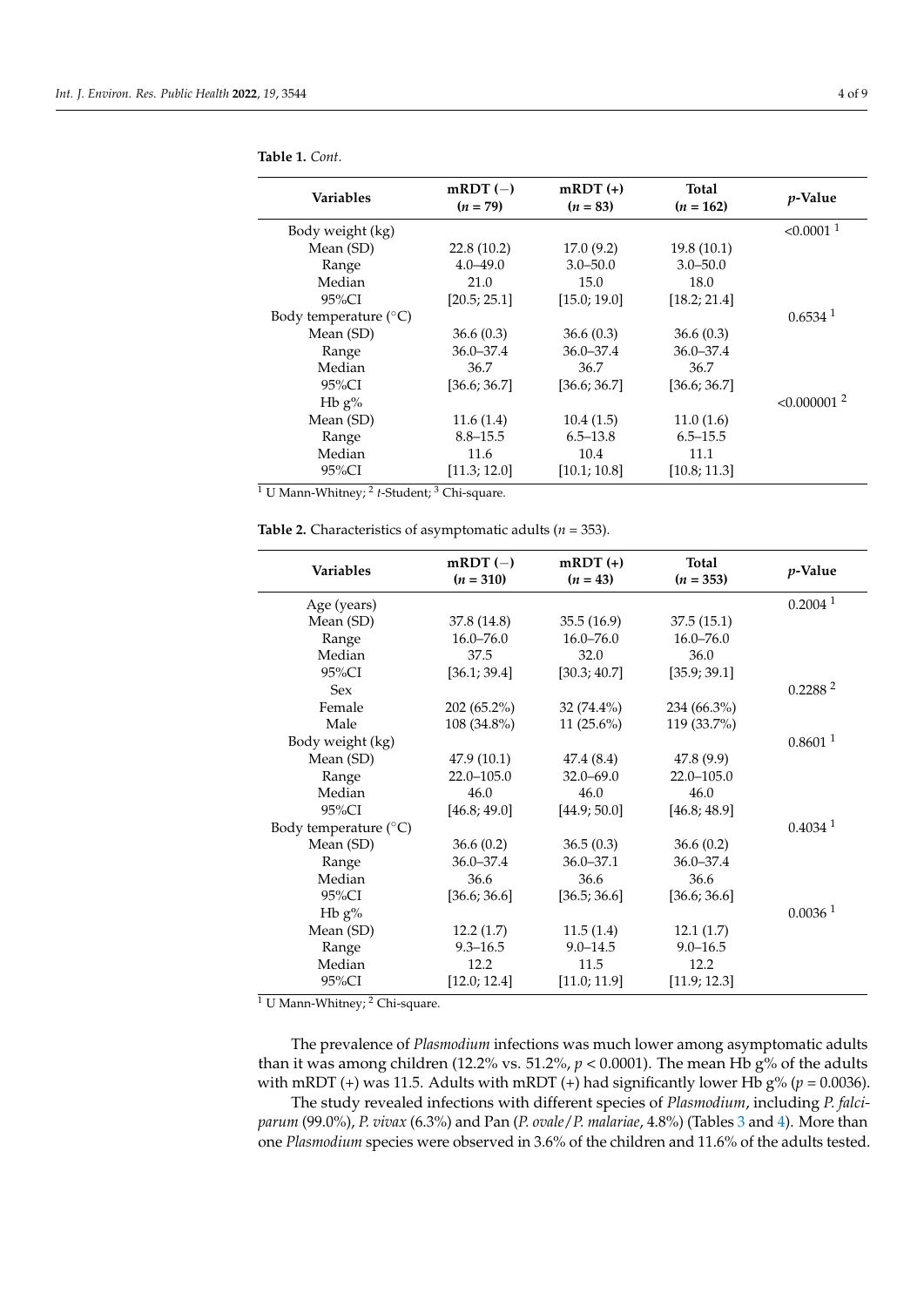**Table 1.** *Cont.*

| Variables | mRDT (−) (*n* = 79) | mRDT (+) (*n* = 83) | Total (*n* = 162) | *p*-Value |
|---|---|---|---|---|
| Body weight (kg) | | | | <0.0001 [1] |
| Mean (SD) | 22.8 (10.2) | 17.0 (9.2) | 19.8 (10.1) | |
| Range | 4.0–49.0 | 3.0–50.0 | 3.0–50.0 | |
| Median | 21.0 | 15.0 | 18.0 | |
| 95%CI | [20.5; 25.1] | [15.0; 19.0] | [18.2; 21.4] | |
| Body temperature (°C) | | | | 0.6534 [1] |
| Mean (SD) | 36.6 (0.3) | 36.6 (0.3) | 36.6 (0.3) | |
| Range | 36.0–37.4 | 36.0–37.4 | 36.0–37.4 | |
| Median | 36.7 | 36.7 | 36.7 | |
| 95%CI | [36.6; 36.7] | [36.6; 36.7] | [36.6; 36.7] | |
| Hb g% | | | | <0.000001 [2] |
| Mean (SD) | 11.6 (1.4) | 10.4 (1.5) | 11.0 (1.6) | |
| Range | 8.8–15.5 | 6.5–13.8 | 6.5–15.5 | |
| Median | 11.6 | 10.4 | 11.1 | |
| 95%CI | [11.3; 12.0] | [10.1; 10.8] | [10.8; 11.3] | |

[1] U Mann-Whitney; [2] *t*-Student; [3] Chi-square.

**Table 2.** Characteristics of asymptomatic adults (*n* = 353).

| Variables | mRDT (−) (*n* = 310) | mRDT (+) (*n* = 43) | Total (*n* = 353) | *p*-Value |
|---|---|---|---|---|
| Age (years) | | | | 0.2004 [1] |
| Mean (SD) | 37.8 (14.8) | 35.5 (16.9) | 37.5 (15.1) | |
| Range | 16.0–76.0 | 16.0–76.0 | 16.0–76.0 | |
| Median | 37.5 | 32.0 | 36.0 | |
| 95%CI | [36.1; 39.4] | [30.3; 40.7] | [35.9; 39.1] | |
| Sex | | | | 0.2288 [2] |
| Female | 202 (65.2%) | 32 (74.4%) | 234 (66.3%) | |
| Male | 108 (34.8%) | 11 (25.6%) | 119 (33.7%) | |
| Body weight (kg) | | | | 0.8601 [1] |
| Mean (SD) | 47.9 (10.1) | 47.4 (8.4) | 47.8 (9.9) | |
| Range | 22.0–105.0 | 32.0–69.0 | 22.0–105.0 | |
| Median | 46.0 | 46.0 | 46.0 | |
| 95%CI | [46.8; 49.0] | [44.9; 50.0] | [46.8; 48.9] | |
| Body temperature (°C) | | | | 0.4034 [1] |
| Mean (SD) | 36.6 (0.2) | 36.5 (0.3) | 36.6 (0.2) | |
| Range | 36.0–37.4 | 36.0–37.1 | 36.0–37.4 | |
| Median | 36.6 | 36.6 | 36.6 | |
| 95%CI | [36.6; 36.6] | [36.5; 36.6] | [36.6; 36.6] | |
| Hb g% | | | | 0.0036 [1] |
| Mean (SD) | 12.2 (1.7) | 11.5 (1.4) | 12.1 (1.7) | |
| Range | 9.3–16.5 | 9.0–14.5 | 9.0–16.5 | |
| Median | 12.2 | 11.5 | 12.2 | |
| 95%CI | [12.0; 12.4] | [11.0; 11.9] | [11.9; 12.3] | |

[1] U Mann-Whitney; [2] Chi-square.

The prevalence of *Plasmodium* infections was much lower among asymptomatic adults than it was among children (12.2% vs. 51.2%, $p < 0.0001$). The mean Hb g% of the adults with mRDT (+) was 11.5. Adults with mRDT (+) had significantly lower Hb g% ($p = 0.0036$).

The study revealed infections with different species of *Plasmodium*, including *P. falciparum* (99.0%), *P. vivax* (6.3%) and Pan (*P. ovale*/*P. malariae*, 4.8%) (Tables 3 and 4). More than one *Plasmodium* species were observed in 3.6% of the children and 11.6% of the adults tested.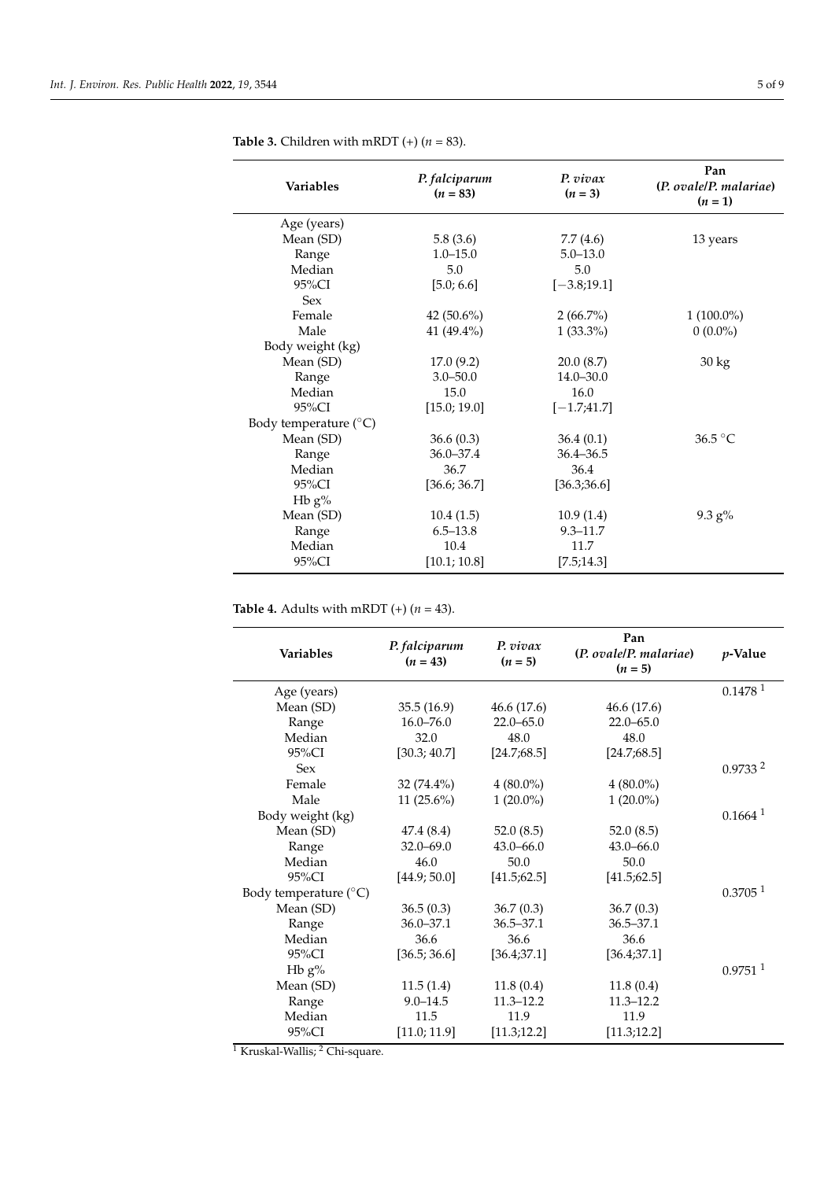**Table 3.** Children with mRDT (+) (*n* = 83).

| Variables | *P. falciparum* (*n* = 83) | *P. vivax* (*n* = 3) | Pan (*P. ovale*/*P. malariae*) (*n* = 1) |
|---|---|---|---|
| Age (years) | | | |
| Mean (SD) | 5.8 (3.6) | 7.7 (4.6) | 13 years |
| Range | 1.0–15.0 | 5.0–13.0 | |
| Median | 5.0 | 5.0 | |
| 95%CI | [5.0; 6.6] | [−3.8;19.1] | |
| Sex | | | |
| Female | 42 (50.6%) | 2 (66.7%) | 1 (100.0%) |
| Male | 41 (49.4%) | 1 (33.3%) | 0 (0.0%) |
| Body weight (kg) | | | |
| Mean (SD) | 17.0 (9.2) | 20.0 (8.7) | 30 kg |
| Range | 3.0–50.0 | 14.0–30.0 | |
| Median | 15.0 | 16.0 | |
| 95%CI | [15.0; 19.0] | [−1.7;41.7] | |
| Body temperature (°C) | | | |
| Mean (SD) | 36.6 (0.3) | 36.4 (0.1) | 36.5 °C |
| Range | 36.0–37.4 | 36.4–36.5 | |
| Median | 36.7 | 36.4 | |
| 95%CI | [36.6; 36.7] | [36.3;36.6] | |
| Hb g% | | | |
| Mean (SD) | 10.4 (1.5) | 10.9 (1.4) | 9.3 g% |
| Range | 6.5–13.8 | 9.3–11.7 | |
| Median | 10.4 | 11.7 | |
| 95%CI | [10.1; 10.8] | [7.5;14.3] | |

**Table 4.** Adults with mRDT (+) (*n* = 43).

| Variables | *P. falciparum* (*n* = 43) | *P. vivax* (*n* = 5) | Pan (*P. ovale*/*P. malariae*) (*n* = 5) | *p*-Value |
|---|---|---|---|---|
| Age (years) | | | | 0.1478 [1] |
| Mean (SD) | 35.5 (16.9) | 46.6 (17.6) | 46.6 (17.6) | |
| Range | 16.0–76.0 | 22.0–65.0 | 22.0–65.0 | |
| Median | 32.0 | 48.0 | 48.0 | |
| 95%CI | [30.3; 40.7] | [24.7;68.5] | [24.7;68.5] | |
| Sex | | | | 0.9733 [2] |
| Female | 32 (74.4%) | 4 (80.0%) | 4 (80.0%) | |
| Male | 11 (25.6%) | 1 (20.0%) | 1 (20.0%) | |
| Body weight (kg) | | | | 0.1664 [1] |
| Mean (SD) | 47.4 (8.4) | 52.0 (8.5) | 52.0 (8.5) | |
| Range | 32.0–69.0 | 43.0–66.0 | 43.0–66.0 | |
| Median | 46.0 | 50.0 | 50.0 | |
| 95%CI | [44.9; 50.0] | [41.5;62.5] | [41.5;62.5] | |
| Body temperature (°C) | | | | 0.3705 [1] |
| Mean (SD) | 36.5 (0.3) | 36.7 (0.3) | 36.7 (0.3) | |
| Range | 36.0–37.1 | 36.5–37.1 | 36.5–37.1 | |
| Median | 36.6 | 36.6 | 36.6 | |
| 95%CI | [36.5; 36.6] | [36.4;37.1] | [36.4;37.1] | |
| Hb g% | | | | 0.9751 [1] |
| Mean (SD) | 11.5 (1.4) | 11.8 (0.4) | 11.8 (0.4) | |
| Range | 9.0–14.5 | 11.3–12.2 | 11.3–12.2 | |
| Median | 11.5 | 11.9 | 11.9 | |
| 95%CI | [11.0; 11.9] | [11.3;12.2] | [11.3;12.2] | |

[1] Kruskal-Wallis; [2] Chi-square.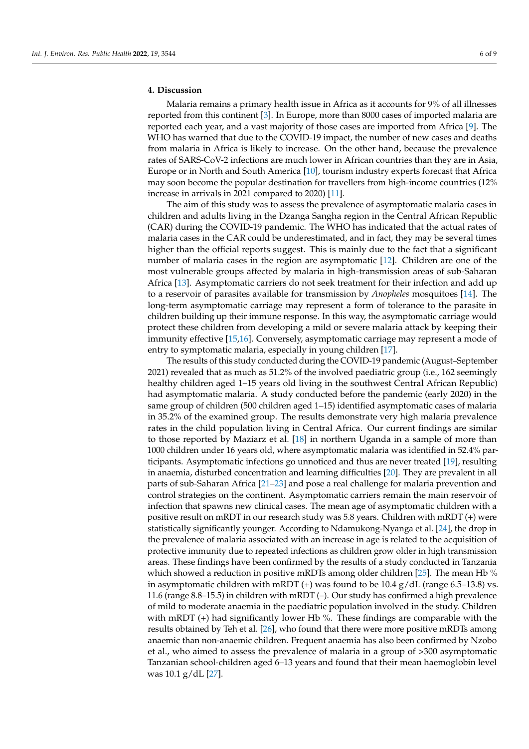## 4. Discussion

Malaria remains a primary health issue in Africa as it accounts for 9% of all illnesses reported from this continent [3]. In Europe, more than 8000 cases of imported malaria are reported each year, and a vast majority of those cases are imported from Africa [9]. The WHO has warned that due to the COVID-19 impact, the number of new cases and deaths from malaria in Africa is likely to increase. On the other hand, because the prevalence rates of SARS-CoV-2 infections are much lower in African countries than they are in Asia, Europe or in North and South America [10], tourism industry experts forecast that Africa may soon become the popular destination for travellers from high-income countries (12% increase in arrivals in 2021 compared to 2020) [11].

The aim of this study was to assess the prevalence of asymptomatic malaria cases in children and adults living in the Dzanga Sangha region in the Central African Republic (CAR) during the COVID-19 pandemic. The WHO has indicated that the actual rates of malaria cases in the CAR could be underestimated, and in fact, they may be several times higher than the official reports suggest. This is mainly due to the fact that a significant number of malaria cases in the region are asymptomatic [12]. Children are one of the most vulnerable groups affected by malaria in high-transmission areas of sub-Saharan Africa [13]. Asymptomatic carriers do not seek treatment for their infection and add up to a reservoir of parasites available for transmission by *Anopheles* mosquitoes [14]. The long-term asymptomatic carriage may represent a form of tolerance to the parasite in children building up their immune response. In this way, the asymptomatic carriage would protect these children from developing a mild or severe malaria attack by keeping their immunity effective [15,16]. Conversely, asymptomatic carriage may represent a mode of entry to symptomatic malaria, especially in young children [17].

The results of this study conducted during the COVID-19 pandemic (August–September 2021) revealed that as much as 51.2% of the involved paediatric group (i.e., 162 seemingly healthy children aged 1–15 years old living in the southwest Central African Republic) had asymptomatic malaria. A study conducted before the pandemic (early 2020) in the same group of children (500 children aged 1–15) identified asymptomatic cases of malaria in 35.2% of the examined group. The results demonstrate very high malaria prevalence rates in the child population living in Central Africa. Our current findings are similar to those reported by Maziarz et al. [18] in northern Uganda in a sample of more than 1000 children under 16 years old, where asymptomatic malaria was identified in 52.4% participants. Asymptomatic infections go unnoticed and thus are never treated [19], resulting in anaemia, disturbed concentration and learning difficulties [20]. They are prevalent in all parts of sub-Saharan Africa [21–23] and pose a real challenge for malaria prevention and control strategies on the continent. Asymptomatic carriers remain the main reservoir of infection that spawns new clinical cases. The mean age of asymptomatic children with a positive result on mRDT in our research study was 5.8 years. Children with mRDT (+) were statistically significantly younger. According to Ndamukong-Nyanga et al. [24], the drop in the prevalence of malaria associated with an increase in age is related to the acquisition of protective immunity due to repeated infections as children grow older in high transmission areas. These findings have been confirmed by the results of a study conducted in Tanzania which showed a reduction in positive mRDTs among older children [25]. The mean Hb % in asymptomatic children with mRDT (+) was found to be 10.4 g/dL (range 6.5–13.8) vs. 11.6 (range 8.8–15.5) in children with mRDT (–). Our study has confirmed a high prevalence of mild to moderate anaemia in the paediatric population involved in the study. Children with mRDT (+) had significantly lower Hb %. These findings are comparable with the results obtained by Teh et al. [26], who found that there were more positive mRDTs among anaemic than non-anaemic children. Frequent anaemia has also been confirmed by Nzobo et al., who aimed to assess the prevalence of malaria in a group of >300 asymptomatic Tanzanian school-children aged 6–13 years and found that their mean haemoglobin level was 10.1 g/dL [27].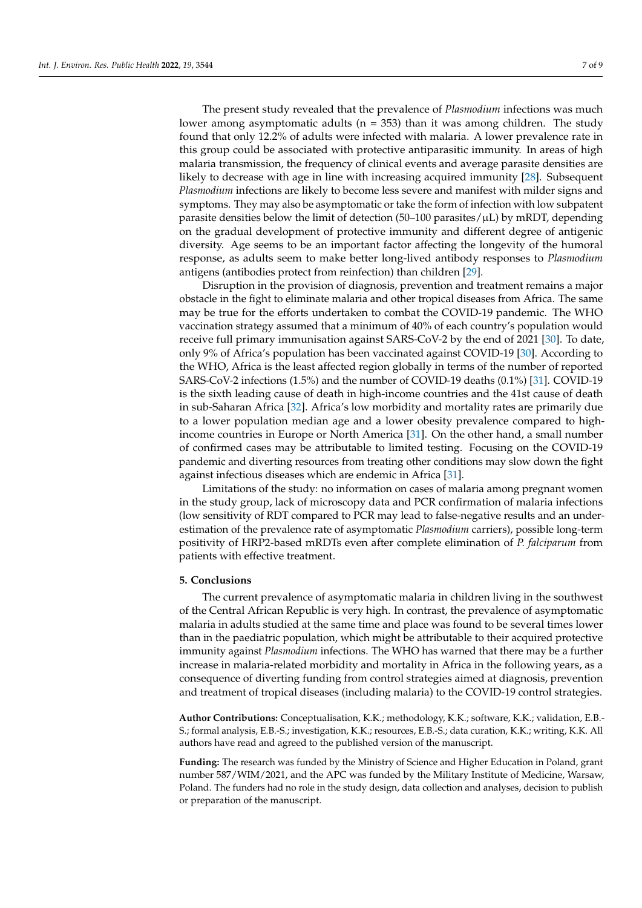The present study revealed that the prevalence of *Plasmodium* infections was much lower among asymptomatic adults (n = 353) than it was among children. The study found that only 12.2% of adults were infected with malaria. A lower prevalence rate in this group could be associated with protective antiparasitic immunity. In areas of high malaria transmission, the frequency of clinical events and average parasite densities are likely to decrease with age in line with increasing acquired immunity [28]. Subsequent *Plasmodium* infections are likely to become less severe and manifest with milder signs and symptoms. They may also be asymptomatic or take the form of infection with low subpatent parasite densities below the limit of detection (50–100 parasites/μL) by mRDT, depending on the gradual development of protective immunity and different degree of antigenic diversity. Age seems to be an important factor affecting the longevity of the humoral response, as adults seem to make better long-lived antibody responses to *Plasmodium* antigens (antibodies protect from reinfection) than children [29].

Disruption in the provision of diagnosis, prevention and treatment remains a major obstacle in the fight to eliminate malaria and other tropical diseases from Africa. The same may be true for the efforts undertaken to combat the COVID-19 pandemic. The WHO vaccination strategy assumed that a minimum of 40% of each country's population would receive full primary immunisation against SARS-CoV-2 by the end of 2021 [30]. To date, only 9% of Africa's population has been vaccinated against COVID-19 [30]. According to the WHO, Africa is the least affected region globally in terms of the number of reported SARS-CoV-2 infections (1.5%) and the number of COVID-19 deaths (0.1%) [31]. COVID-19 is the sixth leading cause of death in high-income countries and the 41st cause of death in sub-Saharan Africa [32]. Africa's low morbidity and mortality rates are primarily due to a lower population median age and a lower obesity prevalence compared to high-income countries in Europe or North America [31]. On the other hand, a small number of confirmed cases may be attributable to limited testing. Focusing on the COVID-19 pandemic and diverting resources from treating other conditions may slow down the fight against infectious diseases which are endemic in Africa [31].

Limitations of the study: no information on cases of malaria among pregnant women in the study group, lack of microscopy data and PCR confirmation of malaria infections (low sensitivity of RDT compared to PCR may lead to false-negative results and an underestimation of the prevalence rate of asymptomatic *Plasmodium* carriers), possible long-term positivity of HRP2-based mRDTs even after complete elimination of *P. falciparum* from patients with effective treatment.

## 5. Conclusions

The current prevalence of asymptomatic malaria in children living in the southwest of the Central African Republic is very high. In contrast, the prevalence of asymptomatic malaria in adults studied at the same time and place was found to be several times lower than in the paediatric population, which might be attributable to their acquired protective immunity against *Plasmodium* infections. The WHO has warned that there may be a further increase in malaria-related morbidity and mortality in Africa in the following years, as a consequence of diverting funding from control strategies aimed at diagnosis, prevention and treatment of tropical diseases (including malaria) to the COVID-19 control strategies.

**Author Contributions:** Conceptualisation, K.K.; methodology, K.K.; software, K.K.; validation, E.B.-S.; formal analysis, E.B.-S.; investigation, K.K.; resources, E.B.-S.; data curation, K.K.; writing, K.K. All authors have read and agreed to the published version of the manuscript.

**Funding:** The research was funded by the Ministry of Science and Higher Education in Poland, grant number 587/WIM/2021, and the APC was funded by the Military Institute of Medicine, Warsaw, Poland. The funders had no role in the study design, data collection and analyses, decision to publish or preparation of the manuscript.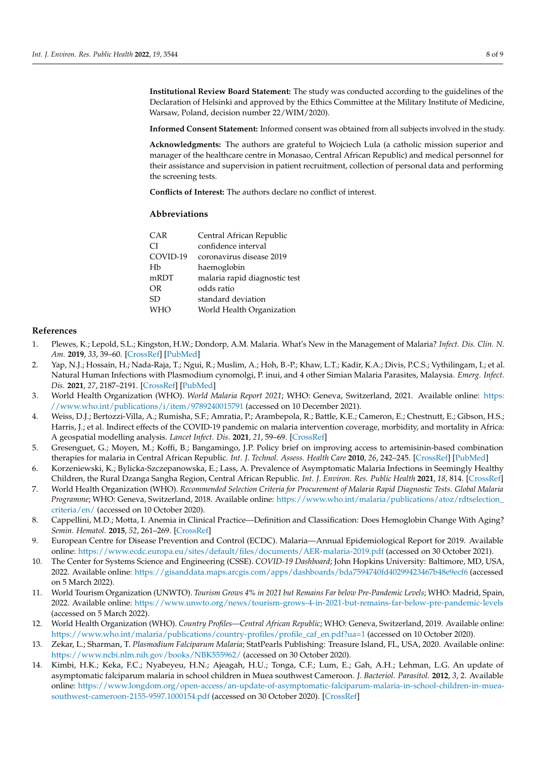**Institutional Review Board Statement:** The study was conducted according to the guidelines of the Declaration of Helsinki and approved by the Ethics Committee at the Military Institute of Medicine, Warsaw, Poland, decision number 22/WIM/2020).

**Informed Consent Statement:** Informed consent was obtained from all subjects involved in the study.

**Acknowledgments:** The authors are grateful to Wojciech Lula (a catholic mission superior and manager of the healthcare centre in Monasao, Central African Republic) and medical personnel for their assistance and supervision in patient recruitment, collection of personal data and performing the screening tests.

**Conflicts of Interest:** The authors declare no conflict of interest.

## Abbreviations

| | |
|---|---|
| CAR | Central African Republic |
| CI | confidence interval |
| COVID-19 | coronavirus disease 2019 |
| Hb | haemoglobin |
| mRDT | malaria rapid diagnostic test |
| OR | odds ratio |
| SD | standard deviation |
| WHO | World Health Organization |

## References

1. Plewes, K.; Lepold, S.L.; Kingston, H.W.; Dondorp, A.M. Malaria. What's New in the Management of Malaria? *Infect. Dis. Clin. N. Am.* **2019**, *33*, 39–60. [CrossRef] [PubMed]
2. Yap, N.J.; Hossain, H.; Nada-Raja, T.; Ngui, R.; Muslim, A.; Hoh, B.-P.; Khaw, L.T.; Kadir, K.A.; Divis, P.C.S.; Vythilingam, I.; et al. Natural Human Infections with Plasmodium cynomolgi, P. inui, and 4 other Simian Malaria Parasites, Malaysia. *Emerg. Infect. Dis.* **2021**, *27*, 2187–2191. [CrossRef] [PubMed]
3. World Health Organization (WHO). *World Malaria Report 2021*; WHO: Geneva, Switzerland, 2021. Available online: https://www.who.int/publications/i/item/9789240015791 (accessed on 10 December 2021).
4. Weiss, D.J.; Bertozzi-Villa, A.; Rumisha, S.F.; Amratia, P.; Arambepola, R.; Battle, K.E.; Cameron, E.; Chestnutt, E.; Gibson, H.S.; Harris, J.; et al. Indirect effects of the COVID-19 pandemic on malaria intervention coverage, morbidity, and mortality in Africa: A geospatial modelling analysis. *Lancet Infect. Dis.* **2021**, *21*, 59–69. [CrossRef]
5. Gresenguet, G.; Moyen, M.; Koffi, B.; Bangamingo, J.P. Policy brief on improving access to artemisinin-based combination therapies for malaria in Central African Republic. *Int. J. Technol. Assess. Health Care* **2010**, *26*, 242–245. [CrossRef] [PubMed]
6. Korzeniewski, K.; Bylicka-Szczepanowska, E.; Lass, A. Prevalence of Asymptomatic Malaria Infections in Seemingly Healthy Children, the Rural Dzanga Sangha Region, Central African Republic. *Int. J. Environ. Res. Public Health* **2021**, *18*, 814. [CrossRef]
7. World Health Organization (WHO). *Recommended Selection Criteria for Procurement of Malaria Rapid Diagnostic Tests. Global Malaria Programme*; WHO: Geneva, Switzerland, 2018. Available online: https://www.who.int/malaria/publications/atoz/rdtselection_criteria/en/ (accessed on 10 October 2020).
8. Cappellini, M.D.; Motta, I. Anemia in Clinical Practice—Definition and Classification: Does Hemoglobin Change With Aging? *Semin. Hematol.* **2015**, *52*, 261–269. [CrossRef]
9. European Centre for Disease Prevention and Control (ECDC). Malaria—Annual Epidemiological Report for 2019. Available online: https://www.ecdc.europa.eu/sites/default/files/documents/AER-malaria-2019.pdf (accessed on 30 October 2021).
10. The Center for Systems Science and Engineering (CSSE). *COVID-19 Dashboard*; John Hopkins University: Baltimore, MD, USA, 2022. Available online: https://gisanddata.maps.arcgis.com/apps/dashboards/bda7594740fd40299423467b48e9ecf6 (accessed on 5 March 2022).
11. World Tourism Organization (UNWTO). *Tourism Grows 4% in 2021 but Remains Far below Pre-Pandemic Levels*; WHO: Madrid, Spain, 2022. Available online: https://www.unwto.org/news/tourism-grows-4-in-2021-but-remains-far-below-pre-pandemic-levels (accessed on 5 March 2022).
12. World Health Organization (WHO). *Country Profiles—Central African Republic*; WHO: Geneva, Switzerland, 2019. Available online: https://www.who.int/malaria/publications/country-profiles/profile_caf_en.pdf?ua=1 (accessed on 10 October 2020).
13. Zekar, L.; Sharman, T. *Plasmodium Falciparum Malaria*; StatPearls Publishing: Treasure Island, FL, USA, 2020. Available online: https://www.ncbi.nlm.nih.gov/books/NBK555962/ (accessed on 30 October 2020).
14. Kimbi, H.K.; Keka, F.C.; Nyabeyeu, H.N.; Ajeagah, H.U.; Tonga, C.F.; Lum, E.; Gah, A.H.; Lehman, L.G. An update of asymptomatic falciparum malaria in school children in Muea southwest Cameroon. *J. Bacteriol. Parasitol.* **2012**, *3*, 2. Available online: https://www.longdom.org/open-access/an-update-of-asymptomatic-falciparum-malaria-in-school-children-in-muea-southwest-cameroon-2155-9597.1000154.pdf (accessed on 30 October 2020). [CrossRef]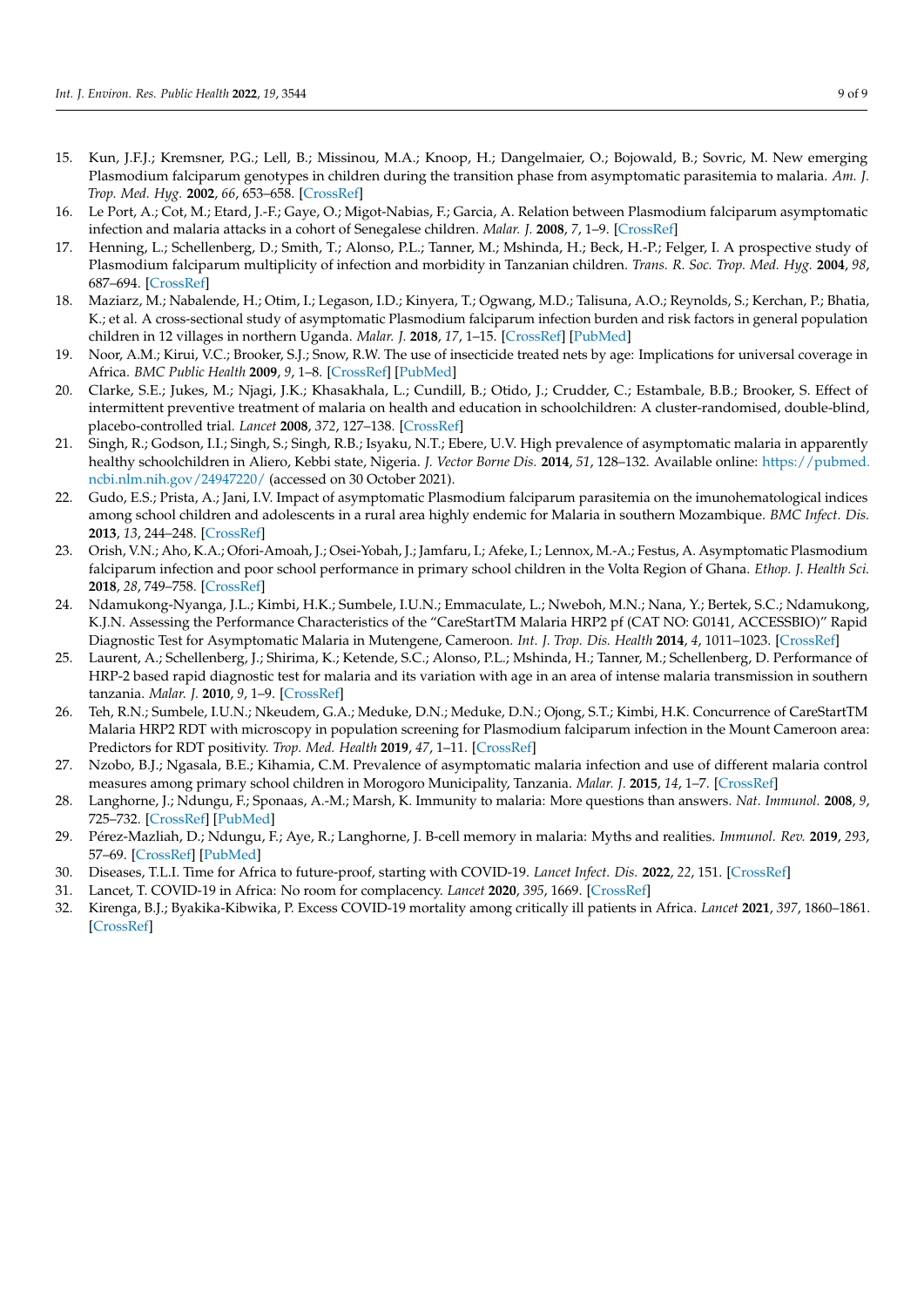15. Kun, J.F.J.; Kremsner, P.G.; Lell, B.; Missinou, M.A.; Knoop, H.; Dangelmaier, O.; Bojowald, B.; Sovric, M. New emerging Plasmodium falciparum genotypes in children during the transition phase from asymptomatic parasitemia to malaria. *Am. J. Trop. Med. Hyg.* **2002**, *66*, 653–658. [CrossRef]
16. Le Port, A.; Cot, M.; Etard, J.-F.; Gaye, O.; Migot-Nabias, F.; Garcia, A. Relation between Plasmodium falciparum asymptomatic infection and malaria attacks in a cohort of Senegalese children. *Malar. J.* **2008**, *7*, 1–9. [CrossRef]
17. Henning, L.; Schellenberg, D.; Smith, T.; Alonso, P.L.; Tanner, M.; Mshinda, H.; Beck, H.-P.; Felger, I. A prospective study of Plasmodium falciparum multiplicity of infection and morbidity in Tanzanian children. *Trans. R. Soc. Trop. Med. Hyg.* **2004**, *98*, 687–694. [CrossRef]
18. Maziarz, M.; Nabalende, H.; Otim, I.; Legason, I.D.; Kinyera, T.; Ogwang, M.D.; Talisuna, A.O.; Reynolds, S.; Kerchan, P.; Bhatia, K.; et al. A cross-sectional study of asymptomatic Plasmodium falciparum infection burden and risk factors in general population children in 12 villages in northern Uganda. *Malar. J.* **2018**, *17*, 1–15. [CrossRef] [PubMed]
19. Noor, A.M.; Kirui, V.C.; Brooker, S.J.; Snow, R.W. The use of insecticide treated nets by age: Implications for universal coverage in Africa. *BMC Public Health* **2009**, *9*, 1–8. [CrossRef] [PubMed]
20. Clarke, S.E.; Jukes, M.; Njagi, J.K.; Khasakhala, L.; Cundill, B.; Otido, J.; Crudder, C.; Estambale, B.B.; Brooker, S. Effect of intermittent preventive treatment of malaria on health and education in schoolchildren: A cluster-randomised, double-blind, placebo-controlled trial. *Lancet* **2008**, *372*, 127–138. [CrossRef]
21. Singh, R.; Godson, I.I.; Singh, S.; Singh, R.B.; Isyaku, N.T.; Ebere, U.V. High prevalence of asymptomatic malaria in apparently healthy schoolchildren in Aliero, Kebbi state, Nigeria. *J. Vector Borne Dis.* **2014**, *51*, 128–132. Available online: https://pubmed.ncbi.nlm.nih.gov/24947220/ (accessed on 30 October 2021).
22. Gudo, E.S.; Prista, A.; Jani, I.V. Impact of asymptomatic Plasmodium falciparum parasitemia on the imunohematological indices among school children and adolescents in a rural area highly endemic for Malaria in southern Mozambique. *BMC Infect. Dis.* **2013**, *13*, 244–248. [CrossRef]
23. Orish, V.N.; Aho, K.A.; Ofori-Amoah, J.; Osei-Yobah, J.; Jamfaru, I.; Afeke, I.; Lennox, M.-A.; Festus, A. Asymptomatic Plasmodium falciparum infection and poor school performance in primary school children in the Volta Region of Ghana. *Ethop. J. Health Sci.* **2018**, *28*, 749–758. [CrossRef]
24. Ndamukong-Nyanga, J.L.; Kimbi, H.K.; Sumbele, I.U.N.; Emmaculate, L.; Nweboh, M.N.; Nana, Y.; Bertek, S.C.; Ndamukong, K.J.N. Assessing the Performance Characteristics of the "CareStartTM Malaria HRP2 pf (CAT NO: G0141, ACCESSBIO)" Rapid Diagnostic Test for Asymptomatic Malaria in Mutengene, Cameroon. *Int. J. Trop. Dis. Health* **2014**, *4*, 1011–1023. [CrossRef]
25. Laurent, A.; Schellenberg, J.; Shirima, K.; Ketende, S.C.; Alonso, P.L.; Mshinda, H.; Tanner, M.; Schellenberg, D. Performance of HRP-2 based rapid diagnostic test for malaria and its variation with age in an area of intense malaria transmission in southern tanzania. *Malar. J.* **2010**, *9*, 1–9. [CrossRef]
26. Teh, R.N.; Sumbele, I.U.N.; Nkeudem, G.A.; Meduke, D.N.; Meduke, D.N.; Ojong, S.T.; Kimbi, H.K. Concurrence of CareStartTM Malaria HRP2 RDT with microscopy in population screening for Plasmodium falciparum infection in the Mount Cameroon area: Predictors for RDT positivity. *Trop. Med. Health* **2019**, *47*, 1–11. [CrossRef]
27. Nzobo, B.J.; Ngasala, B.E.; Kihamia, C.M. Prevalence of asymptomatic malaria infection and use of different malaria control measures among primary school children in Morogoro Municipality, Tanzania. *Malar. J.* **2015**, *14*, 1–7. [CrossRef]
28. Langhorne, J.; Ndungu, F.; Sponaas, A.-M.; Marsh, K. Immunity to malaria: More questions than answers. *Nat. Immunol.* **2008**, *9*, 725–732. [CrossRef] [PubMed]
29. Pérez-Mazliah, D.; Ndungu, F.; Aye, R.; Langhorne, J. B-cell memory in malaria: Myths and realities. *Immunol. Rev.* **2019**, *293*, 57–69. [CrossRef] [PubMed]
30. Diseases, T.L.I. Time for Africa to future-proof, starting with COVID-19. *Lancet Infect. Dis.* **2022**, *22*, 151. [CrossRef]
31. Lancet, T. COVID-19 in Africa: No room for complacency. *Lancet* **2020**, *395*, 1669. [CrossRef]
32. Kirenga, B.J.; Byakika-Kibwika, P. Excess COVID-19 mortality among critically ill patients in Africa. *Lancet* **2021**, *397*, 1860–1861. [CrossRef]